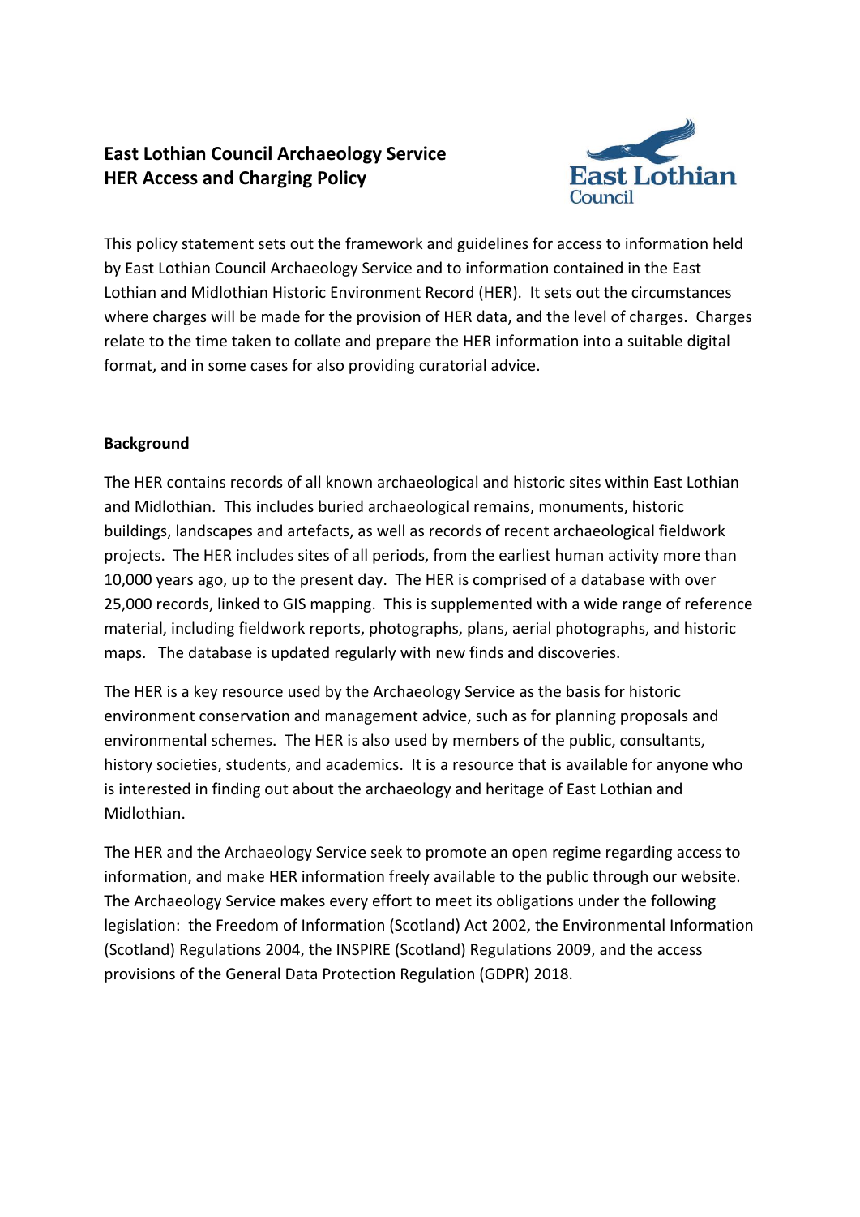# East Lothian Council Archaeology Service
# HER Access and Charging Policy

This policy statement sets out the framework and guidelines for access to information held by East Lothian Council Archaeology Service and to information contained in the East Lothian and Midlothian Historic Environment Record (HER). It sets out the circumstances where charges will be made for the provision of HER data, and the level of charges. Charges relate to the time taken to collate and prepare the HER information into a suitable digital format, and in some cases for also providing curatorial advice.

## Background

The HER contains records of all known archaeological and historic sites within East Lothian and Midlothian. This includes buried archaeological remains, monuments, historic buildings, landscapes and artefacts, as well as records of recent archaeological fieldwork projects. The HER includes sites of all periods, from the earliest human activity more than 10,000 years ago, up to the present day. The HER is comprised of a database with over 25,000 records, linked to GIS mapping. This is supplemented with a wide range of reference material, including fieldwork reports, photographs, plans, aerial photographs, and historic maps. The database is updated regularly with new finds and discoveries.

The HER is a key resource used by the Archaeology Service as the basis for historic environment conservation and management advice, such as for planning proposals and environmental schemes. The HER is also used by members of the public, consultants, history societies, students, and academics. It is a resource that is available for anyone who is interested in finding out about the archaeology and heritage of East Lothian and Midlothian.

The HER and the Archaeology Service seek to promote an open regime regarding access to information, and make HER information freely available to the public through our website. The Archaeology Service makes every effort to meet its obligations under the following legislation: the Freedom of Information (Scotland) Act 2002, the Environmental Information (Scotland) Regulations 2004, the INSPIRE (Scotland) Regulations 2009, and the access provisions of the General Data Protection Regulation (GDPR) 2018.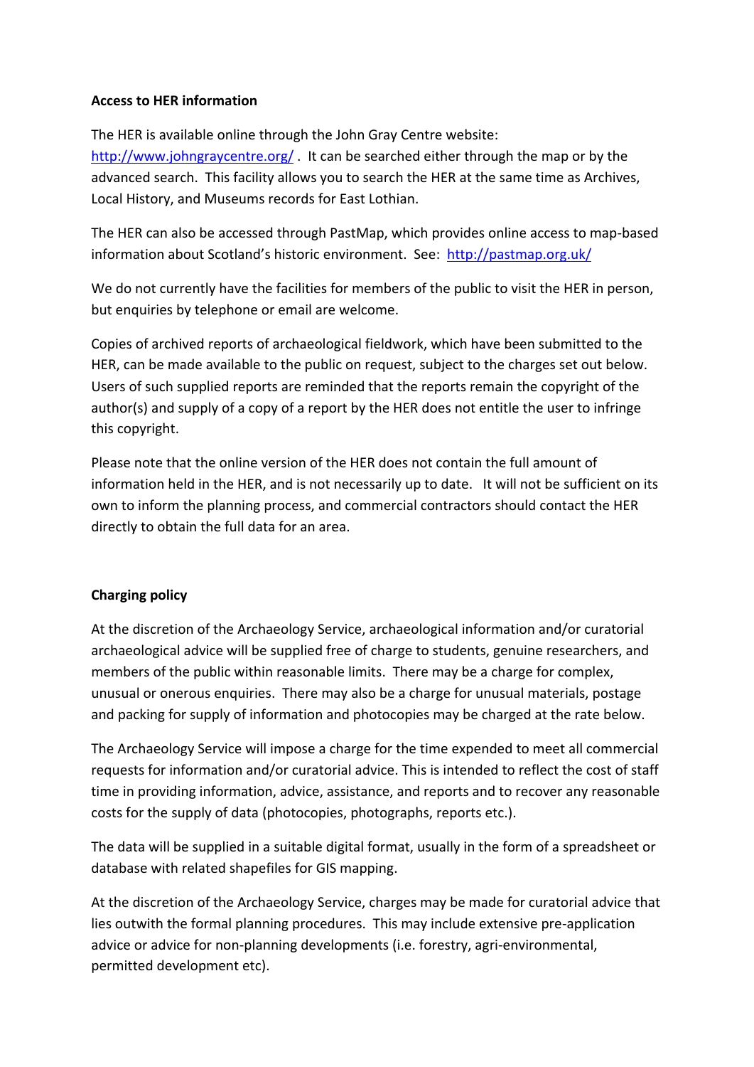**Access to HER information**

The HER is available online through the John Gray Centre website: http://www.johngraycentre.org/ . It can be searched either through the map or by the advanced search. This facility allows you to search the HER at the same time as Archives, Local History, and Museums records for East Lothian.

The HER can also be accessed through PastMap, which provides online access to map-based information about Scotland's historic environment. See: http://pastmap.org.uk/

We do not currently have the facilities for members of the public to visit the HER in person, but enquiries by telephone or email are welcome.

Copies of archived reports of archaeological fieldwork, which have been submitted to the HER, can be made available to the public on request, subject to the charges set out below. Users of such supplied reports are reminded that the reports remain the copyright of the author(s) and supply of a copy of a report by the HER does not entitle the user to infringe this copyright.

Please note that the online version of the HER does not contain the full amount of information held in the HER, and is not necessarily up to date. It will not be sufficient on its own to inform the planning process, and commercial contractors should contact the HER directly to obtain the full data for an area.

**Charging policy**

At the discretion of the Archaeology Service, archaeological information and/or curatorial archaeological advice will be supplied free of charge to students, genuine researchers, and members of the public within reasonable limits. There may be a charge for complex, unusual or onerous enquiries. There may also be a charge for unusual materials, postage and packing for supply of information and photocopies may be charged at the rate below.

The Archaeology Service will impose a charge for the time expended to meet all commercial requests for information and/or curatorial advice. This is intended to reflect the cost of staff time in providing information, advice, assistance, and reports and to recover any reasonable costs for the supply of data (photocopies, photographs, reports etc.).

The data will be supplied in a suitable digital format, usually in the form of a spreadsheet or database with related shapefiles for GIS mapping.

At the discretion of the Archaeology Service, charges may be made for curatorial advice that lies outwith the formal planning procedures. This may include extensive pre-application advice or advice for non-planning developments (i.e. forestry, agri-environmental, permitted development etc).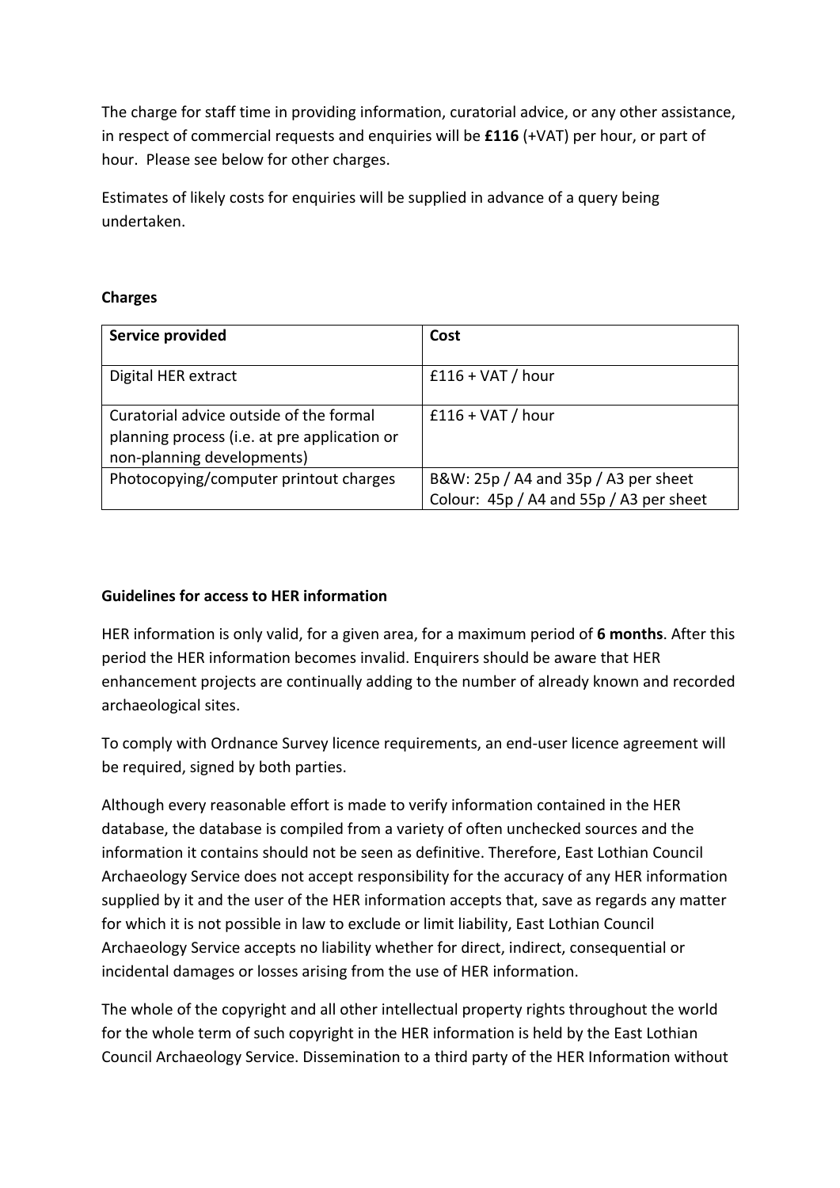The charge for staff time in providing information, curatorial advice, or any other assistance, in respect of commercial requests and enquiries will be **£116** (+VAT) per hour, or part of hour. Please see below for other charges.

Estimates of likely costs for enquiries will be supplied in advance of a query being undertaken.

**Charges**

| Service provided | Cost |
|---|---|
| Digital HER extract | £116 + VAT / hour |
| Curatorial advice outside of the formal planning process (i.e. at pre application or non-planning developments) | £116 + VAT / hour |
| Photocopying/computer printout charges | B&W: 25p / A4 and 35p / A3 per sheet<br>Colour: 45p / A4 and 55p / A3 per sheet |

**Guidelines for access to HER information**

HER information is only valid, for a given area, for a maximum period of **6 months**. After this period the HER information becomes invalid. Enquirers should be aware that HER enhancement projects are continually adding to the number of already known and recorded archaeological sites.

To comply with Ordnance Survey licence requirements, an end-user licence agreement will be required, signed by both parties.

Although every reasonable effort is made to verify information contained in the HER database, the database is compiled from a variety of often unchecked sources and the information it contains should not be seen as definitive. Therefore, East Lothian Council Archaeology Service does not accept responsibility for the accuracy of any HER information supplied by it and the user of the HER information accepts that, save as regards any matter for which it is not possible in law to exclude or limit liability, East Lothian Council Archaeology Service accepts no liability whether for direct, indirect, consequential or incidental damages or losses arising from the use of HER information.

The whole of the copyright and all other intellectual property rights throughout the world for the whole term of such copyright in the HER information is held by the East Lothian Council Archaeology Service. Dissemination to a third party of the HER Information without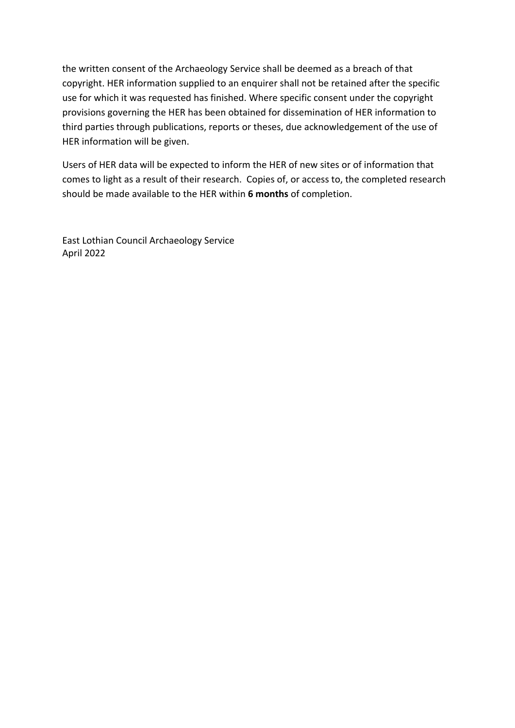the written consent of the Archaeology Service shall be deemed as a breach of that copyright. HER information supplied to an enquirer shall not be retained after the specific use for which it was requested has finished. Where specific consent under the copyright provisions governing the HER has been obtained for dissemination of HER information to third parties through publications, reports or theses, due acknowledgement of the use of HER information will be given.

Users of HER data will be expected to inform the HER of new sites or of information that comes to light as a result of their research. Copies of, or access to, the completed research should be made available to the HER within **6 months** of completion.

East Lothian Council Archaeology Service
April 2022